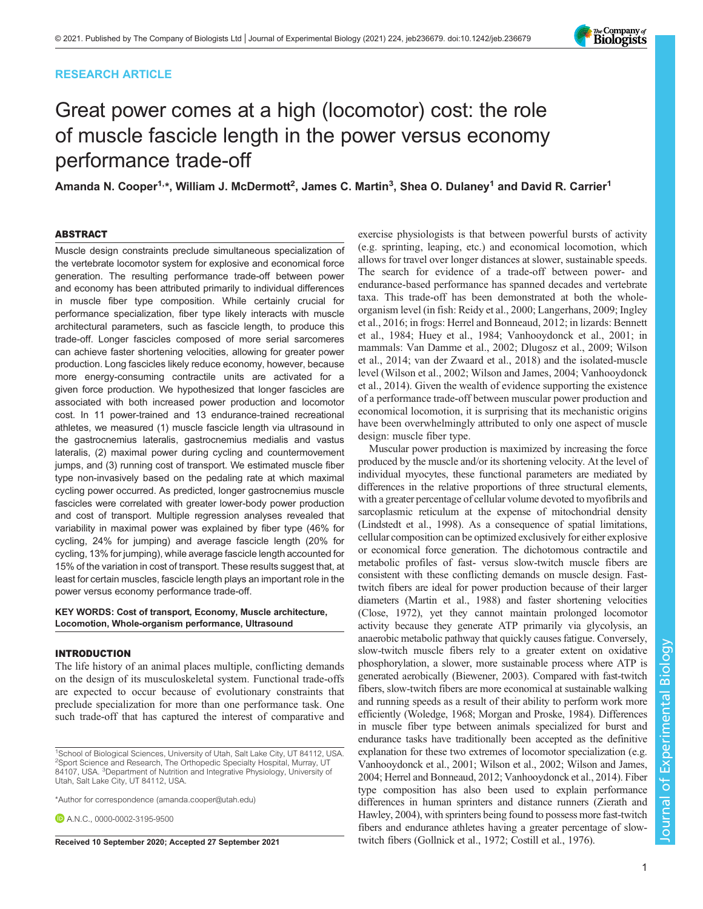RESEARCH ARTICLE

# Great power comes at a high (locomotor) cost: the role of muscle fascicle length in the power versus economy performance trade-off

**Amanda N. Cooper[1,*], William J. McDermott[2], James C. Martin[3], Shea O. Dulaney[1] and David R. Carrier[1]**

## ABSTRACT

Muscle design constraints preclude simultaneous specialization of the vertebrate locomotor system for explosive and economical force generation. The resulting performance trade-off between power and economy has been attributed primarily to individual differences in muscle fiber type composition. While certainly crucial for performance specialization, fiber type likely interacts with muscle architectural parameters, such as fascicle length, to produce this trade-off. Longer fascicles composed of more serial sarcomeres can achieve faster shortening velocities, allowing for greater power production. Long fascicles likely reduce economy, however, because more energy-consuming contractile units are activated for a given force production. We hypothesized that longer fascicles are associated with both increased power production and locomotor cost. In 11 power-trained and 13 endurance-trained recreational athletes, we measured (1) muscle fascicle length via ultrasound in the gastrocnemius lateralis, gastrocnemius medialis and vastus lateralis, (2) maximal power during cycling and countermovement jumps, and (3) running cost of transport. We estimated muscle fiber type non-invasively based on the pedaling rate at which maximal cycling power occurred. As predicted, longer gastrocnemius muscle fascicles were correlated with greater lower-body power production and cost of transport. Multiple regression analyses revealed that variability in maximal power was explained by fiber type (46% for cycling, 24% for jumping) and average fascicle length (20% for cycling, 13% for jumping), while average fascicle length accounted for 15% of the variation in cost of transport. These results suggest that, at least for certain muscles, fascicle length plays an important role in the power versus economy performance trade-off.

**KEY WORDS: Cost of transport, Economy, Muscle architecture, Locomotion, Whole-organism performance, Ultrasound**

## INTRODUCTION

The life history of an animal places multiple, conflicting demands on the design of its musculoskeletal system. Functional trade-offs are expected to occur because of evolutionary constraints that preclude specialization for more than one performance task. One such trade-off that has captured the interest of comparative and exercise physiologists is that between powerful bursts of activity (e.g. sprinting, leaping, etc.) and economical locomotion, which allows for travel over longer distances at slower, sustainable speeds. The search for evidence of a trade-off between power- and endurance-based performance has spanned decades and vertebrate taxa. This trade-off has been demonstrated at both the whole-organism level (in fish: Reidy et al., 2000; Langerhans, 2009; Ingley et al., 2016; in frogs: Herrel and Bonneaud, 2012; in lizards: Bennett et al., 1984; Huey et al., 1984; Vanhooydonck et al., 2001; in mammals: Van Damme et al., 2002; Dlugosz et al., 2009; Wilson et al., 2014; van der Zwaard et al., 2018) and the isolated-muscle level (Wilson et al., 2002; Wilson and James, 2004; Vanhooydonck et al., 2014). Given the wealth of evidence supporting the existence of a performance trade-off between muscular power production and economical locomotion, it is surprising that its mechanistic origins have been overwhelmingly attributed to only one aspect of muscle design: muscle fiber type.

Muscular power production is maximized by increasing the force produced by the muscle and/or its shortening velocity. At the level of individual myocytes, these functional parameters are mediated by differences in the relative proportions of three structural elements, with a greater percentage of cellular volume devoted to myofibrils and sarcoplasmic reticulum at the expense of mitochondrial density (Lindstedt et al., 1998). As a consequence of spatial limitations, cellular composition can be optimized exclusively for either explosive or economical force generation. The dichotomous contractile and metabolic profiles of fast- versus slow-twitch muscle fibers are consistent with these conflicting demands on muscle design. Fast-twitch fibers are ideal for power production because of their larger diameters (Martin et al., 1988) and faster shortening velocities (Close, 1972), yet they cannot maintain prolonged locomotor activity because they generate ATP primarily via glycolysis, an anaerobic metabolic pathway that quickly causes fatigue. Conversely, slow-twitch muscle fibers rely to a greater extent on oxidative phosphorylation, a slower, more sustainable process where ATP is generated aerobically (Biewener, 2003). Compared with fast-twitch fibers, slow-twitch fibers are more economical at sustainable walking and running speeds as a result of their ability to perform work more efficiently (Woledge, 1968; Morgan and Proske, 1984). Differences in muscle fiber type between animals specialized for burst and endurance tasks have traditionally been accepted as the definitive explanation for these two extremes of locomotor specialization (e.g. Vanhooydonck et al., 2001; Wilson et al., 2002; Wilson and James, 2004; Herrel and Bonneaud, 2012; Vanhooydonck et al., 2014). Fiber type composition has also been used to explain performance differences in human sprinters and distance runners (Zierath and Hawley, 2004), with sprinters being found to possess more fast-twitch fibers and endurance athletes having a greater percentage of slow-twitch fibers (Gollnick et al., 1972; Costill et al., 1976).

[1]School of Biological Sciences, University of Utah, Salt Lake City, UT 84112, USA. [2]Sport Science and Research, The Orthopedic Specialty Hospital, Murray, UT 84107, USA. [3]Department of Nutrition and Integrative Physiology, University of Utah, Salt Lake City, UT 84112, USA.

*Author for correspondence (amanda.cooper@utah.edu)

A.N.C., 0000-0002-3195-9500

Received 10 September 2020; Accepted 27 September 2021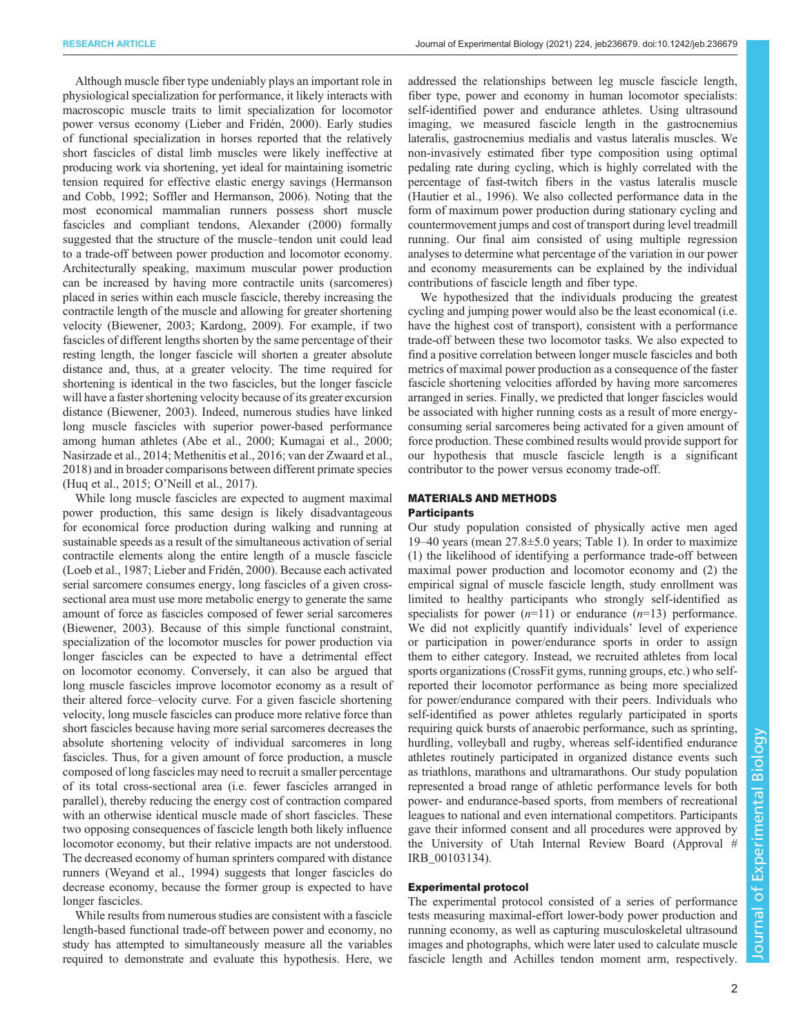Although muscle fiber type undeniably plays an important role in physiological specialization for performance, it likely interacts with macroscopic muscle traits to limit specialization for locomotor power versus economy (Lieber and Fridén, 2000). Early studies of functional specialization in horses reported that the relatively short fascicles of distal limb muscles were likely ineffective at producing work via shortening, yet ideal for maintaining isometric tension required for effective elastic energy savings (Hermanson and Cobb, 1992; Soffler and Hermanson, 2006). Noting that the most economical mammalian runners possess short muscle fascicles and compliant tendons, Alexander (2000) formally suggested that the structure of the muscle–tendon unit could lead to a trade-off between power production and locomotor economy. Architecturally speaking, maximum muscular power production can be increased by having more contractile units (sarcomeres) placed in series within each muscle fascicle, thereby increasing the contractile length of the muscle and allowing for greater shortening velocity (Biewener, 2003; Kardong, 2009). For example, if two fascicles of different lengths shorten by the same percentage of their resting length, the longer fascicle will shorten a greater absolute distance and, thus, at a greater velocity. The time required for shortening is identical in the two fascicles, but the longer fascicle will have a faster shortening velocity because of its greater excursion distance (Biewener, 2003). Indeed, numerous studies have linked long muscle fascicles with superior power-based performance among human athletes (Abe et al., 2000; Kumagai et al., 2000; Nasirzade et al., 2014; Methenitis et al., 2016; van der Zwaard et al., 2018) and in broader comparisons between different primate species (Huq et al., 2015; O'Neill et al., 2017).

While long muscle fascicles are expected to augment maximal power production, this same design is likely disadvantageous for economical force production during walking and running at sustainable speeds as a result of the simultaneous activation of serial contractile elements along the entire length of a muscle fascicle (Loeb et al., 1987; Lieber and Fridén, 2000). Because each activated serial sarcomere consumes energy, long fascicles of a given cross-sectional area must use more metabolic energy to generate the same amount of force as fascicles composed of fewer serial sarcomeres (Biewener, 2003). Because of this simple functional constraint, specialization of the locomotor muscles for power production via longer fascicles can be expected to have a detrimental effect on locomotor economy. Conversely, it can also be argued that long muscle fascicles improve locomotor economy as a result of their altered force–velocity curve. For a given fascicle shortening velocity, long muscle fascicles can produce more relative force than short fascicles because having more serial sarcomeres decreases the absolute shortening velocity of individual sarcomeres in long fascicles. Thus, for a given amount of force production, a muscle composed of long fascicles may need to recruit a smaller percentage of its total cross-sectional area (i.e. fewer fascicles arranged in parallel), thereby reducing the energy cost of contraction compared with an otherwise identical muscle made of short fascicles. These two opposing consequences of fascicle length both likely influence locomotor economy, but their relative impacts are not understood. The decreased economy of human sprinters compared with distance runners (Weyand et al., 1994) suggests that longer fascicles do decrease economy, because the former group is expected to have longer fascicles.

While results from numerous studies are consistent with a fascicle length-based functional trade-off between power and economy, no study has attempted to simultaneously measure all the variables required to demonstrate and evaluate this hypothesis. Here, we addressed the relationships between leg muscle fascicle length, fiber type, power and economy in human locomotor specialists: self-identified power and endurance athletes. Using ultrasound imaging, we measured fascicle length in the gastrocnemius lateralis, gastrocnemius medialis and vastus lateralis muscles. We non-invasively estimated fiber type composition using optimal pedaling rate during cycling, which is highly correlated with the percentage of fast-twitch fibers in the vastus lateralis muscle (Hautier et al., 1996). We also collected performance data in the form of maximum power production during stationary cycling and countermovement jumps and cost of transport during level treadmill running. Our final aim consisted of using multiple regression analyses to determine what percentage of the variation in our power and economy measurements can be explained by the individual contributions of fascicle length and fiber type.

We hypothesized that the individuals producing the greatest cycling and jumping power would also be the least economical (i.e. have the highest cost of transport), consistent with a performance trade-off between these two locomotor tasks. We also expected to find a positive correlation between longer muscle fascicles and both metrics of maximal power production as a consequence of the faster fascicle shortening velocities afforded by having more sarcomeres arranged in series. Finally, we predicted that longer fascicles would be associated with higher running costs as a result of more energy-consuming serial sarcomeres being activated for a given amount of force production. These combined results would provide support for our hypothesis that muscle fascicle length is a significant contributor to the power versus economy trade-off.

## MATERIALS AND METHODS

### Participants

Our study population consisted of physically active men aged 19–40 years (mean 27.8±5.0 years; Table 1). In order to maximize (1) the likelihood of identifying a performance trade-off between maximal power production and locomotor economy and (2) the empirical signal of muscle fascicle length, study enrollment was limited to healthy participants who strongly self-identified as specialists for power ($n$=11) or endurance ($n$=13) performance. We did not explicitly quantify individuals' level of experience or participation in power/endurance sports in order to assign them to either category. Instead, we recruited athletes from local sports organizations (CrossFit gyms, running groups, etc.) who self-reported their locomotor performance as being more specialized for power/endurance compared with their peers. Individuals who self-identified as power athletes regularly participated in sports requiring quick bursts of anaerobic performance, such as sprinting, hurdling, volleyball and rugby, whereas self-identified endurance athletes routinely participated in organized distance events such as triathlons, marathons and ultramarathons. Our study population represented a broad range of athletic performance levels for both power- and endurance-based sports, from members of recreational leagues to national and even international competitors. Participants gave their informed consent and all procedures were approved by the University of Utah Internal Review Board (Approval # IRB_00103134).

### Experimental protocol

The experimental protocol consisted of a series of performance tests measuring maximal-effort lower-body power production and running economy, as well as capturing musculoskeletal ultrasound images and photographs, which were later used to calculate muscle fascicle length and Achilles tendon moment arm, respectively.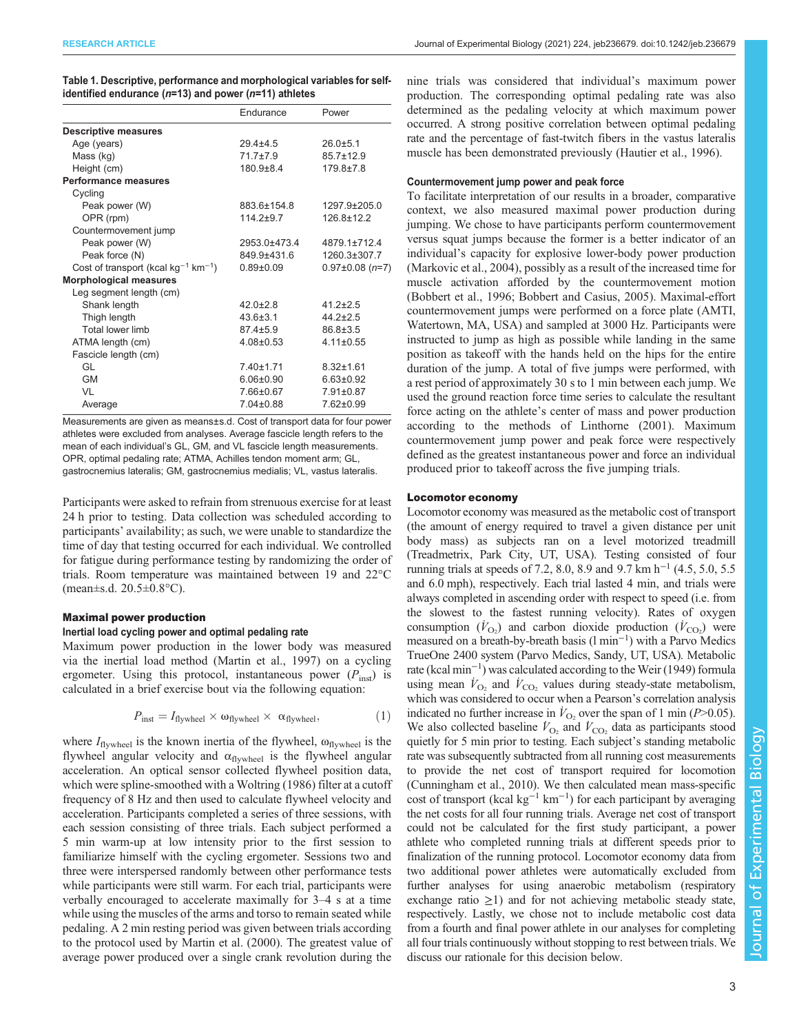**Table 1. Descriptive, performance and morphological variables for self-identified endurance (*n*=13) and power (*n*=11) athletes**

| | Endurance | Power |
|---|---|---|
| **Descriptive measures** | | |
| Age (years) | 29.4±4.5 | 26.0±5.1 |
| Mass (kg) | 71.7±7.9 | 85.7±12.9 |
| Height (cm) | 180.9±8.4 | 179.8±7.8 |
| **Performance measures** | | |
| Cycling | | |
| Peak power (W) | 883.6±154.8 | 1297.9±205.0 |
| OPR (rpm) | 114.2±9.7 | 126.8±12.2 |
| Countermovement jump | | |
| Peak power (W) | 2953.0±473.4 | 4879.1±712.4 |
| Peak force (N) | 849.9±431.6 | 1260.3±307.7 |
| Cost of transport (kcal kg$^{-1}$ km$^{-1}$) | 0.89±0.09 | 0.97±0.08 (*n*=7) |
| **Morphological measures** | | |
| Leg segment length (cm) | | |
| Shank length | 42.0±2.8 | 41.2±2.5 |
| Thigh length | 43.6±3.1 | 44.2±2.5 |
| Total lower limb | 87.4±5.9 | 86.8±3.5 |
| ATMA length (cm) | 4.08±0.53 | 4.11±0.55 |
| Fascicle length (cm) | | |
| GL | 7.40±1.71 | 8.32±1.61 |
| GM | 6.06±0.90 | 6.63±0.92 |
| VL | 7.66±0.67 | 7.91±0.87 |
| Average | 7.04±0.88 | 7.62±0.99 |

Measurements are given as means±s.d. Cost of transport data for four power athletes were excluded from analyses. Average fascicle length refers to the mean of each individual's GL, GM, and VL fascicle length measurements. OPR, optimal pedaling rate; ATMA, Achilles tendon moment arm; GL, gastrocnemius lateralis; GM, gastrocnemius medialis; VL, vastus lateralis.

Participants were asked to refrain from strenuous exercise for at least 24 h prior to testing. Data collection was scheduled according to participants' availability; as such, we were unable to standardize the time of day that testing occurred for each individual. We controlled for fatigue during performance testing by randomizing the order of trials. Room temperature was maintained between 19 and 22°C (mean±s.d. 20.5±0.8°C).

## Maximal power production

### Inertial load cycling power and optimal pedaling rate

Maximum power production in the lower body was measured via the inertial load method (Martin et al., 1997) on a cycling ergometer. Using this protocol, instantaneous power ($P_{\text{inst}}$) is calculated in a brief exercise bout via the following equation:

$$P_{\text{inst}} = I_{\text{flywheel}} \times \omega_{\text{flywheel}} \times \alpha_{\text{flywheel}}, \tag{1}$$

where $I_{\text{flywheel}}$ is the known inertia of the flywheel, $\omega_{\text{flywheel}}$ is the flywheel angular velocity and $\alpha_{\text{flywheel}}$ is the flywheel angular acceleration. An optical sensor collected flywheel position data, which were spline-smoothed with a Woltring (1986) filter at a cutoff frequency of 8 Hz and then used to calculate flywheel velocity and acceleration. Participants completed a series of three sessions, with each session consisting of three trials. Each subject performed a 5 min warm-up at low intensity prior to the first session to familiarize himself with the cycling ergometer. Sessions two and three were interspersed randomly between other performance tests while participants were still warm. For each trial, participants were verbally encouraged to accelerate maximally for 3–4 s at a time while using the muscles of the arms and torso to remain seated while pedaling. A 2 min resting period was given between trials according to the protocol used by Martin et al. (2000). The greatest value of average power produced over a single crank revolution during the nine trials was considered that individual's maximum power production. The corresponding optimal pedaling rate was also determined as the pedaling velocity at which maximum power occurred. A strong positive correlation between optimal pedaling rate and the percentage of fast-twitch fibers in the vastus lateralis muscle has been demonstrated previously (Hautier et al., 1996).

### Countermovement jump power and peak force

To facilitate interpretation of our results in a broader, comparative context, we also measured maximal power production during jumping. We chose to have participants perform countermovement versus squat jumps because the former is a better indicator of an individual's capacity for explosive lower-body power production (Markovic et al., 2004), possibly as a result of the increased time for muscle activation afforded by the countermovement motion (Bobbert et al., 1996; Bobbert and Casius, 2005). Maximal-effort countermovement jumps were performed on a force plate (AMTI, Watertown, MA, USA) and sampled at 3000 Hz. Participants were instructed to jump as high as possible while landing in the same position as takeoff with the hands held on the hips for the entire duration of the jump. A total of five jumps were performed, with a rest period of approximately 30 s to 1 min between each jump. We used the ground reaction force time series to calculate the resultant force acting on the athlete's center of mass and power production according to the methods of Linthorne (2001). Maximum countermovement jump power and peak force were respectively defined as the greatest instantaneous power and force an individual produced prior to takeoff across the five jumping trials.

## Locomotor economy

Locomotor economy was measured as the metabolic cost of transport (the amount of energy required to travel a given distance per unit body mass) as subjects ran on a level motorized treadmill (Treadmetrix, Park City, UT, USA). Testing consisted of four running trials at speeds of 7.2, 8.0, 8.9 and 9.7 km h$^{-1}$ (4.5, 5.0, 5.5 and 6.0 mph), respectively. Each trial lasted 4 min, and trials were always completed in ascending order with respect to speed (i.e. from the slowest to the fastest running velocity). Rates of oxygen consumption ($\dot{V}_{O_2}$) and carbon dioxide production ($\dot{V}_{CO_2}$) were measured on a breath-by-breath basis (l min$^{-1}$) with a Parvo Medics TrueOne 2400 system (Parvo Medics, Sandy, UT, USA). Metabolic rate (kcal min$^{-1}$) was calculated according to the Weir (1949) formula using mean $\dot{V}_{O_2}$ and $\dot{V}_{CO_2}$ values during steady-state metabolism, which was considered to occur when a Pearson's correlation analysis indicated no further increase in $\dot{V}_{O_2}$ over the span of 1 min ($P$>0.05). We also collected baseline $\dot{V}_{O_2}$ and $\dot{V}_{CO_2}$ data as participants stood quietly for 5 min prior to testing. Each subject's standing metabolic rate was subsequently subtracted from all running cost measurements to provide the net cost of transport required for locomotion (Cunningham et al., 2010). We then calculated mean mass-specific cost of transport (kcal kg$^{-1}$ km$^{-1}$) for each participant by averaging the net costs for all four running trials. Average net cost of transport could not be calculated for the first study participant, a power athlete who completed running trials at different speeds prior to finalization of the running protocol. Locomotor economy data from two additional power athletes were automatically excluded from further analyses for using anaerobic metabolism (respiratory exchange ratio ≥1) and for not achieving metabolic steady state, respectively. Lastly, we chose not to include metabolic cost data from a fourth and final power athlete in our analyses for completing all four trials continuously without stopping to rest between trials. We discuss our rationale for this decision below.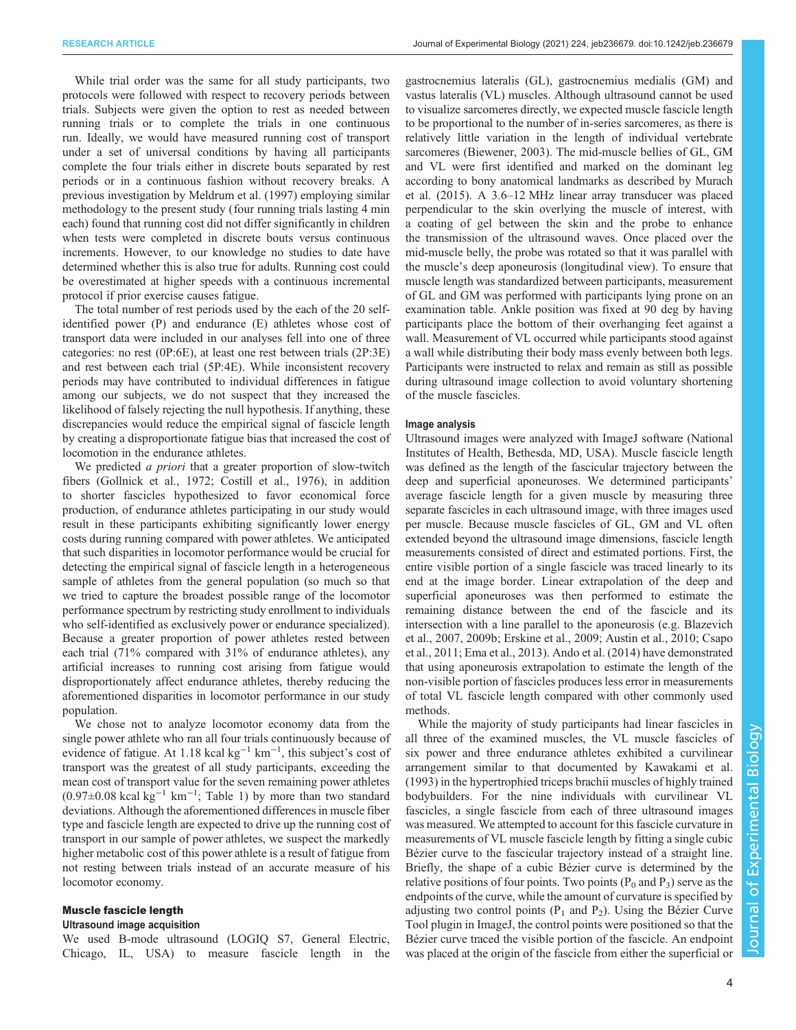While trial order was the same for all study participants, two protocols were followed with respect to recovery periods between trials. Subjects were given the option to rest as needed between running trials or to complete the trials in one continuous run. Ideally, we would have measured running cost of transport under a set of universal conditions by having all participants complete the four trials either in discrete bouts separated by rest periods or in a continuous fashion without recovery breaks. A previous investigation by Meldrum et al. (1997) employing similar methodology to the present study (four running trials lasting 4 min each) found that running cost did not differ significantly in children when tests were completed in discrete bouts versus continuous increments. However, to our knowledge no studies to date have determined whether this is also true for adults. Running cost could be overestimated at higher speeds with a continuous incremental protocol if prior exercise causes fatigue.

The total number of rest periods used by the each of the 20 self-identified power (P) and endurance (E) athletes whose cost of transport data were included in our analyses fell into one of three categories: no rest (0P:6E), at least one rest between trials (2P:3E) and rest between each trial (5P:4E). While inconsistent recovery periods may have contributed to individual differences in fatigue among our subjects, we do not suspect that they increased the likelihood of falsely rejecting the null hypothesis. If anything, these discrepancies would reduce the empirical signal of fascicle length by creating a disproportionate fatigue bias that increased the cost of locomotion in the endurance athletes.

We predicted *a priori* that a greater proportion of slow-twitch fibers (Gollnick et al., 1972; Costill et al., 1976), in addition to shorter fascicles hypothesized to favor economical force production, of endurance athletes participating in our study would result in these participants exhibiting significantly lower energy costs during running compared with power athletes. We anticipated that such disparities in locomotor performance would be crucial for detecting the empirical signal of fascicle length in a heterogeneous sample of athletes from the general population (so much so that we tried to capture the broadest possible range of the locomotor performance spectrum by restricting study enrollment to individuals who self-identified as exclusively power or endurance specialized). Because a greater proportion of power athletes rested between each trial (71% compared with 31% of endurance athletes), any artificial increases to running cost arising from fatigue would disproportionately affect endurance athletes, thereby reducing the aforementioned disparities in locomotor performance in our study population.

We chose not to analyze locomotor economy data from the single power athlete who ran all four trials continuously because of evidence of fatigue. At 1.18 kcal kg$^{-1}$ km$^{-1}$, this subject's cost of transport was the greatest of all study participants, exceeding the mean cost of transport value for the seven remaining power athletes (0.97±0.08 kcal kg$^{-1}$ km$^{-1}$; Table 1) by more than two standard deviations. Although the aforementioned differences in muscle fiber type and fascicle length are expected to drive up the running cost of transport in our sample of power athletes, we suspect the markedly higher metabolic cost of this power athlete is a result of fatigue from not resting between trials instead of an accurate measure of his locomotor economy.

## Muscle fascicle length

### Ultrasound image acquisition

We used B-mode ultrasound (LOGIQ S7, General Electric, Chicago, IL, USA) to measure fascicle length in the gastrocnemius lateralis (GL), gastrocnemius medialis (GM) and vastus lateralis (VL) muscles. Although ultrasound cannot be used to visualize sarcomeres directly, we expected muscle fascicle length to be proportional to the number of in-series sarcomeres, as there is relatively little variation in the length of individual vertebrate sarcomeres (Biewener, 2003). The mid-muscle bellies of GL, GM and VL were first identified and marked on the dominant leg according to bony anatomical landmarks as described by Murach et al. (2015). A 3.6–12 MHz linear array transducer was placed perpendicular to the skin overlying the muscle of interest, with a coating of gel between the skin and the probe to enhance the transmission of the ultrasound waves. Once placed over the mid-muscle belly, the probe was rotated so that it was parallel with the muscle's deep aponeurosis (longitudinal view). To ensure that muscle length was standardized between participants, measurement of GL and GM was performed with participants lying prone on an examination table. Ankle position was fixed at 90 deg by having participants place the bottom of their overhanging feet against a wall. Measurement of VL occurred while participants stood against a wall while distributing their body mass evenly between both legs. Participants were instructed to relax and remain as still as possible during ultrasound image collection to avoid voluntary shortening of the muscle fascicles.

### Image analysis

Ultrasound images were analyzed with ImageJ software (National Institutes of Health, Bethesda, MD, USA). Muscle fascicle length was defined as the length of the fascicular trajectory between the deep and superficial aponeuroses. We determined participants' average fascicle length for a given muscle by measuring three separate fascicles in each ultrasound image, with three images used per muscle. Because muscle fascicles of GL, GM and VL often extended beyond the ultrasound image dimensions, fascicle length measurements consisted of direct and estimated portions. First, the entire visible portion of a single fascicle was traced linearly to its end at the image border. Linear extrapolation of the deep and superficial aponeuroses was then performed to estimate the remaining distance between the end of the fascicle and its intersection with a line parallel to the aponeurosis (e.g. Blazevich et al., 2007, 2009b; Erskine et al., 2009; Austin et al., 2010; Csapo et al., 2011; Ema et al., 2013). Ando et al. (2014) have demonstrated that using aponeurosis extrapolation to estimate the length of the non-visible portion of fascicles produces less error in measurements of total VL fascicle length compared with other commonly used methods.

While the majority of study participants had linear fascicles in all three of the examined muscles, the VL muscle fascicles of six power and three endurance athletes exhibited a curvilinear arrangement similar to that documented by Kawakami et al. (1993) in the hypertrophied triceps brachii muscles of highly trained bodybuilders. For the nine individuals with curvilinear VL fascicles, a single fascicle from each of three ultrasound images was measured. We attempted to account for this fascicle curvature in measurements of VL muscle fascicle length by fitting a single cubic Bézier curve to the fascicular trajectory instead of a straight line. Briefly, the shape of a cubic Bézier curve is determined by the relative positions of four points. Two points ($P_0$ and $P_3$) serve as the endpoints of the curve, while the amount of curvature is specified by adjusting two control points ($P_1$ and $P_2$). Using the Bézier Curve Tool plugin in ImageJ, the control points were positioned so that the Bézier curve traced the visible portion of the fascicle. An endpoint was placed at the origin of the fascicle from either the superficial or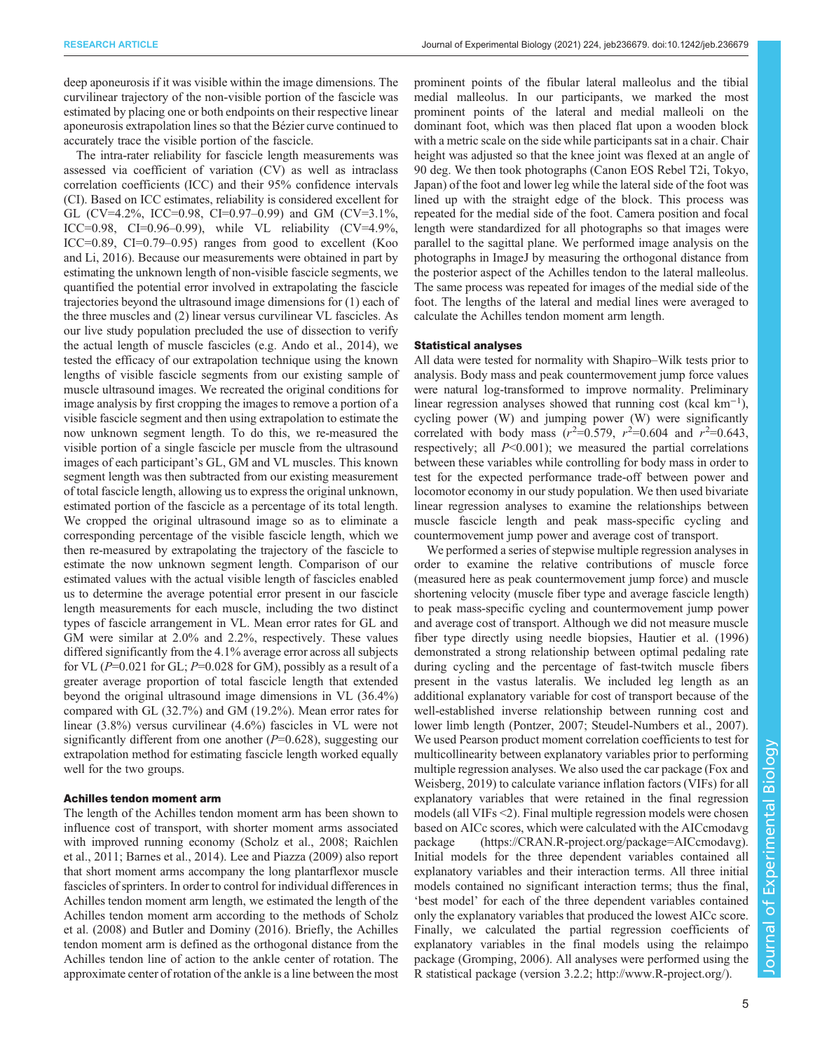deep aponeurosis if it was visible within the image dimensions. The curvilinear trajectory of the non-visible portion of the fascicle was estimated by placing one or both endpoints on their respective linear aponeurosis extrapolation lines so that the Bézier curve continued to accurately trace the visible portion of the fascicle.

The intra-rater reliability for fascicle length measurements was assessed via coefficient of variation (CV) as well as intraclass correlation coefficients (ICC) and their 95% confidence intervals (CI). Based on ICC estimates, reliability is considered excellent for GL (CV=4.2%, ICC=0.98, CI=0.97–0.99) and GM (CV=3.1%, ICC=0.98, CI=0.96–0.99), while VL reliability (CV=4.9%, ICC=0.89, CI=0.79–0.95) ranges from good to excellent (Koo and Li, 2016). Because our measurements were obtained in part by estimating the unknown length of non-visible fascicle segments, we quantified the potential error involved in extrapolating the fascicle trajectories beyond the ultrasound image dimensions for (1) each of the three muscles and (2) linear versus curvilinear VL fascicles. As our live study population precluded the use of dissection to verify the actual length of muscle fascicles (e.g. Ando et al., 2014), we tested the efficacy of our extrapolation technique using the known lengths of visible fascicle segments from our existing sample of muscle ultrasound images. We recreated the original conditions for image analysis by first cropping the images to remove a portion of a visible fascicle segment and then using extrapolation to estimate the now unknown segment length. To do this, we re-measured the visible portion of a single fascicle per muscle from the ultrasound images of each participant's GL, GM and VL muscles. This known segment length was then subtracted from our existing measurement of total fascicle length, allowing us to express the original unknown, estimated portion of the fascicle as a percentage of its total length. We cropped the original ultrasound image so as to eliminate a corresponding percentage of the visible fascicle length, which we then re-measured by extrapolating the trajectory of the fascicle to estimate the now unknown segment length. Comparison of our estimated values with the actual visible length of fascicles enabled us to determine the average potential error present in our fascicle length measurements for each muscle, including the two distinct types of fascicle arrangement in VL. Mean error rates for GL and GM were similar at 2.0% and 2.2%, respectively. These values differed significantly from the 4.1% average error across all subjects for VL ($P$=0.021 for GL; $P$=0.028 for GM), possibly as a result of a greater average proportion of total fascicle length that extended beyond the original ultrasound image dimensions in VL (36.4%) compared with GL (32.7%) and GM (19.2%). Mean error rates for linear (3.8%) versus curvilinear (4.6%) fascicles in VL were not significantly different from one another ($P$=0.628), suggesting our extrapolation method for estimating fascicle length worked equally well for the two groups.

### Achilles tendon moment arm

The length of the Achilles tendon moment arm has been shown to influence cost of transport, with shorter moment arms associated with improved running economy (Scholz et al., 2008; Raichlen et al., 2011; Barnes et al., 2014). Lee and Piazza (2009) also report that short moment arms accompany the long plantarflexor muscle fascicles of sprinters. In order to control for individual differences in Achilles tendon moment arm length, we estimated the length of the Achilles tendon moment arm according to the methods of Scholz et al. (2008) and Butler and Dominy (2016). Briefly, the Achilles tendon moment arm is defined as the orthogonal distance from the Achilles tendon line of action to the ankle center of rotation. The approximate center of rotation of the ankle is a line between the most prominent points of the fibular lateral malleolus and the tibial medial malleolus. In our participants, we marked the most prominent points of the lateral and medial malleoli on the dominant foot, which was then placed flat upon a wooden block with a metric scale on the side while participants sat in a chair. Chair height was adjusted so that the knee joint was flexed at an angle of 90 deg. We then took photographs (Canon EOS Rebel T2i, Tokyo, Japan) of the foot and lower leg while the lateral side of the foot was lined up with the straight edge of the block. This process was repeated for the medial side of the foot. Camera position and focal length were standardized for all photographs so that images were parallel to the sagittal plane. We performed image analysis on the photographs in ImageJ by measuring the orthogonal distance from the posterior aspect of the Achilles tendon to the lateral malleolus. The same process was repeated for images of the medial side of the foot. The lengths of the lateral and medial lines were averaged to calculate the Achilles tendon moment arm length.

### Statistical analyses

All data were tested for normality with Shapiro–Wilk tests prior to analysis. Body mass and peak countermovement jump force values were natural log-transformed to improve normality. Preliminary linear regression analyses showed that running cost (kcal km$^{-1}$), cycling power (W) and jumping power (W) were significantly correlated with body mass ($r^2$=0.579, $r^2$=0.604 and $r^2$=0.643, respectively; all $P$<0.001); we measured the partial correlations between these variables while controlling for body mass in order to test for the expected performance trade-off between power and locomotor economy in our study population. We then used bivariate linear regression analyses to examine the relationships between muscle fascicle length and peak mass-specific cycling and countermovement jump power and average cost of transport.

We performed a series of stepwise multiple regression analyses in order to examine the relative contributions of muscle force (measured here as peak countermovement jump force) and muscle shortening velocity (muscle fiber type and average fascicle length) to peak mass-specific cycling and countermovement jump power and average cost of transport. Although we did not measure muscle fiber type directly using needle biopsies, Hautier et al. (1996) demonstrated a strong relationship between optimal pedaling rate during cycling and the percentage of fast-twitch muscle fibers present in the vastus lateralis. We included leg length as an additional explanatory variable for cost of transport because of the well-established inverse relationship between running cost and lower limb length (Pontzer, 2007; Steudel-Numbers et al., 2007). We used Pearson product moment correlation coefficients to test for multicollinearity between explanatory variables prior to performing multiple regression analyses. We also used the car package (Fox and Weisberg, 2019) to calculate variance inflation factors (VIFs) for all explanatory variables that were retained in the final regression models (all VIFs <2). Final multiple regression models were chosen based on AICc scores, which were calculated with the AICcmodavg package (https://CRAN.R-project.org/package=AICcmodavg). Initial models for the three dependent variables contained all explanatory variables and their interaction terms. All three initial models contained no significant interaction terms; thus the final, 'best model' for each of the three dependent variables contained only the explanatory variables that produced the lowest AICc score. Finally, we calculated the partial regression coefficients of explanatory variables in the final models using the relaimpo package (Gromping, 2006). All analyses were performed using the R statistical package (version 3.2.2; http://www.R-project.org/).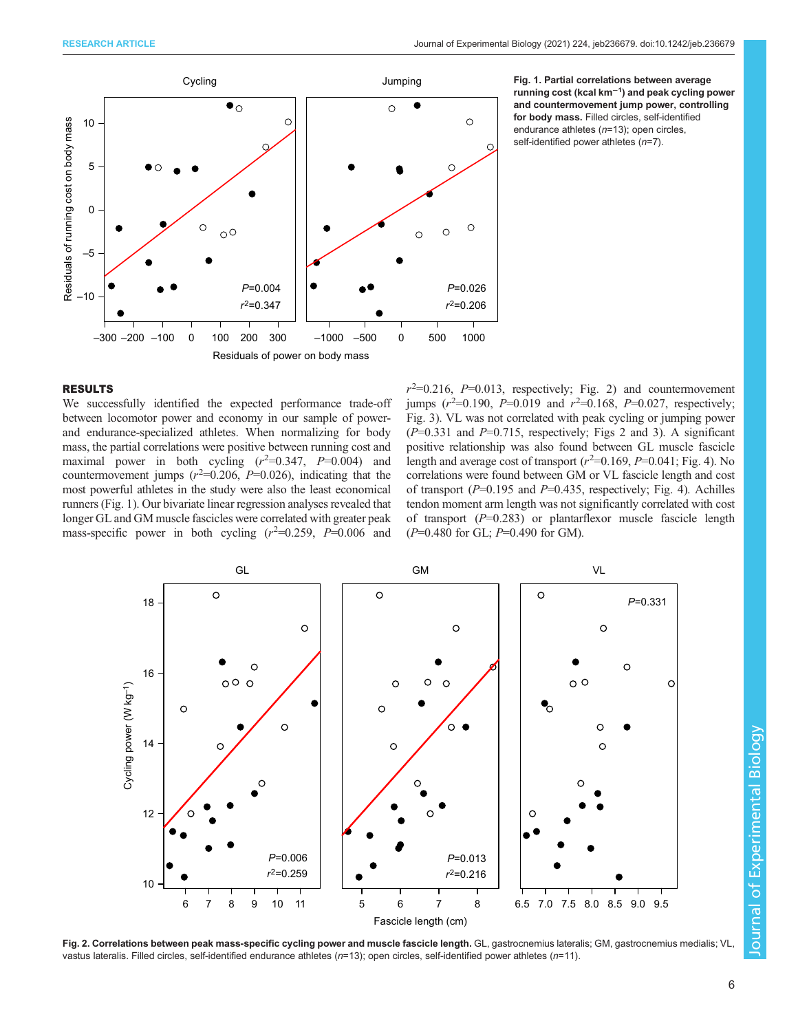**Fig. 1. Partial correlations between average running cost (kcal km$^{-1}$) and peak cycling power and countermovement jump power, controlling for body mass.** Filled circles, self-identified endurance athletes ($n$=13); open circles, self-identified power athletes ($n$=7).

## RESULTS

We successfully identified the expected performance trade-off between locomotor power and economy in our sample of power- and endurance-specialized athletes. When normalizing for body mass, the partial correlations were positive between running cost and maximal power in both cycling ($r^2$=0.347, $P$=0.004) and countermovement jumps ($r^2$=0.206, $P$=0.026), indicating that the most powerful athletes in the study were also the least economical runners (Fig. 1). Our bivariate linear regression analyses revealed that longer GL and GM muscle fascicles were correlated with greater peak mass-specific power in both cycling ($r^2$=0.259, $P$=0.006 and $r^2$=0.216, $P$=0.013, respectively; Fig. 2) and countermovement jumps ($r^2$=0.190, $P$=0.019 and $r^2$=0.168, $P$=0.027, respectively; Fig. 3). VL was not correlated with peak cycling or jumping power ($P$=0.331 and $P$=0.715, respectively; Figs 2 and 3). A significant positive relationship was also found between GL muscle fascicle length and average cost of transport ($r^2$=0.169, $P$=0.041; Fig. 4). No correlations were found between GM or VL fascicle length and cost of transport ($P$=0.195 and $P$=0.435, respectively; Fig. 4). Achilles tendon moment arm length was not significantly correlated with cost of transport ($P$=0.283) or plantarflexor muscle fascicle length ($P$=0.480 for GL; $P$=0.490 for GM).

**Fig. 2. Correlations between peak mass-specific cycling power and muscle fascicle length.** GL, gastrocnemius lateralis; GM, gastrocnemius medialis; VL, vastus lateralis. Filled circles, self-identified endurance athletes ($n$=13); open circles, self-identified power athletes ($n$=11).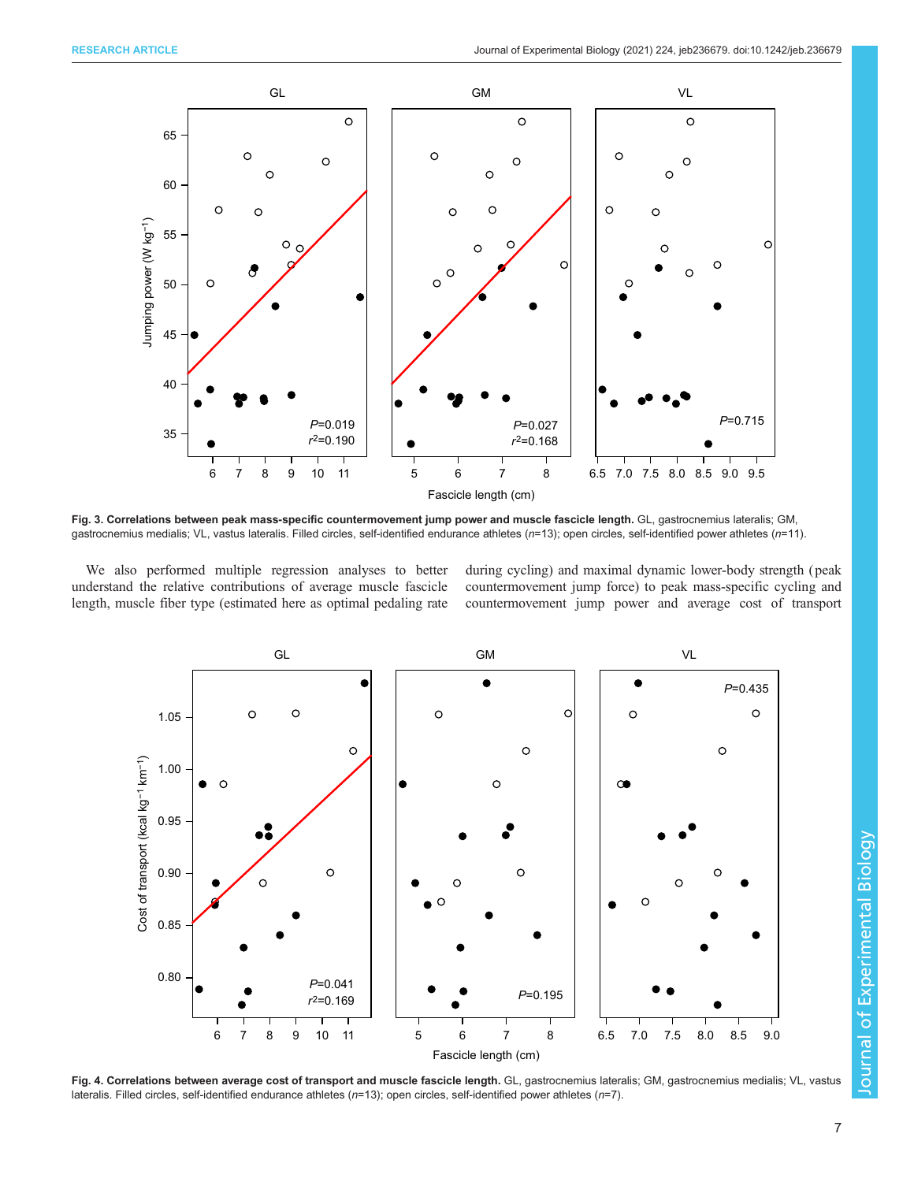**Fig. 3. Correlations between peak mass-specific countermovement jump power and muscle fascicle length.** GL, gastrocnemius lateralis; GM, gastrocnemius medialis; VL, vastus lateralis. Filled circles, self-identified endurance athletes ($n$=13); open circles, self-identified power athletes ($n$=11).

We also performed multiple regression analyses to better understand the relative contributions of average muscle fascicle length, muscle fiber type (estimated here as optimal pedaling rate during cycling) and maximal dynamic lower-body strength (peak countermovement jump force) to peak mass-specific cycling and countermovement jump power and average cost of transport

**Fig. 4. Correlations between average cost of transport and muscle fascicle length.** GL, gastrocnemius lateralis; GM, gastrocnemius medialis; VL, vastus lateralis. Filled circles, self-identified endurance athletes ($n$=13); open circles, self-identified power athletes ($n$=7).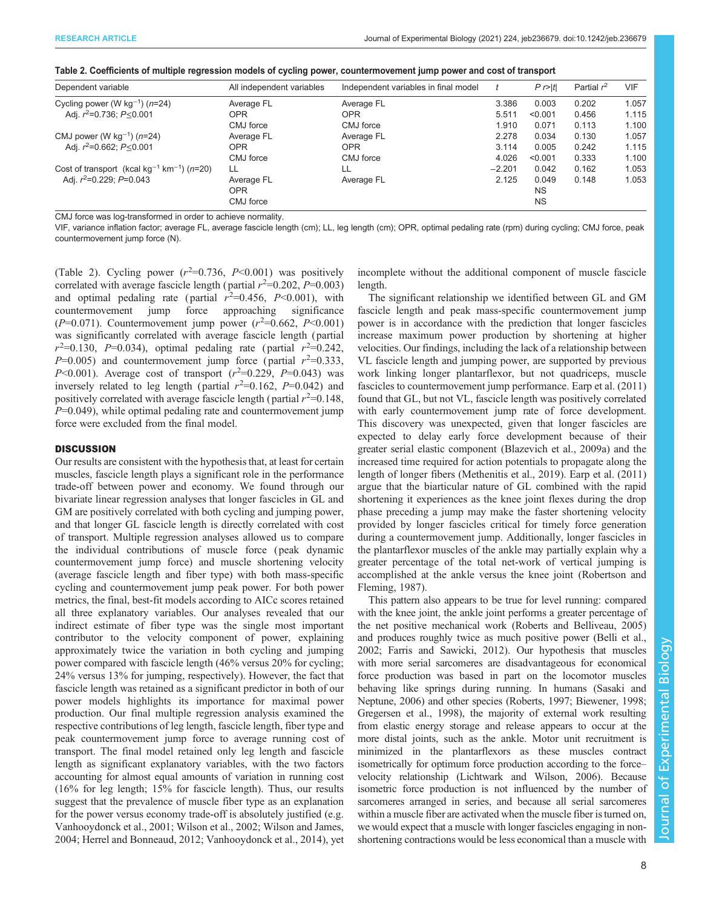**Table 2. Coefficients of multiple regression models of cycling power, countermovement jump power and cost of transport**

| Dependent variable | All independent variables | Independent variables in final model | $t$ | $P\ r>\|t\|$ | Partial $r^2$ | VIF |
|---|---|---|---|---|---|---|
| Cycling power (W kg$^{-1}$) ($n$=24) | Average FL | Average FL | 3.386 | 0.003 | 0.202 | 1.057 |
| Adj. $r^2$=0.736; $P$≤0.001 | OPR | OPR | 5.511 | <0.001 | 0.456 | 1.115 |
| | CMJ force | CMJ force | 1.910 | 0.071 | 0.113 | 1.100 |
| CMJ power (W kg$^{-1}$) ($n$=24) | Average FL | Average FL | 2.278 | 0.034 | 0.130 | 1.057 |
| Adj. $r^2$=0.662; $P$≤0.001 | OPR | OPR | 3.114 | 0.005 | 0.242 | 1.115 |
| | CMJ force | CMJ force | 4.026 | <0.001 | 0.333 | 1.100 |
| Cost of transport (kcal kg$^{-1}$ km$^{-1}$) ($n$=20) | LL | LL | −2.201 | 0.042 | 0.162 | 1.053 |
| Adj. $r^2$=0.229; $P$=0.043 | Average FL | Average FL | 2.125 | 0.049 | 0.148 | 1.053 |
| | OPR | | | NS | | |
| | CMJ force | | | NS | | |

CMJ force was log-transformed in order to achieve normality.

VIF, variance inflation factor; average FL, average fascicle length (cm); LL, leg length (cm); OPR, optimal pedaling rate (rpm) during cycling; CMJ force, peak countermovement jump force (N).

(Table 2). Cycling power ($r^2$=0.736, $P$<0.001) was positively correlated with average fascicle length (partial $r^2$=0.202, $P$=0.003) and optimal pedaling rate (partial $r^2$=0.456, $P$<0.001), with countermovement jump force approaching significance ($P$=0.071). Countermovement jump power ($r^2$=0.662, $P$<0.001) was significantly correlated with average fascicle length (partial $r^2$=0.130, $P$=0.034), optimal pedaling rate (partial $r^2$=0.242, $P$=0.005) and countermovement jump force (partial $r^2$=0.333, $P$<0.001). Average cost of transport ($r^2$=0.229, $P$=0.043) was inversely related to leg length (partial $r^2$=0.162, $P$=0.042) and positively correlated with average fascicle length (partial $r^2$=0.148, $P$=0.049), while optimal pedaling rate and countermovement jump force were excluded from the final model.

## DISCUSSION

Our results are consistent with the hypothesis that, at least for certain muscles, fascicle length plays a significant role in the performance trade-off between power and economy. We found through our bivariate linear regression analyses that longer fascicles in GL and GM are positively correlated with both cycling and jumping power, and that longer GL fascicle length is directly correlated with cost of transport. Multiple regression analyses allowed us to compare the individual contributions of muscle force (peak dynamic countermovement jump force) and muscle shortening velocity (average fascicle length and fiber type) with both mass-specific cycling and countermovement jump peak power. For both power metrics, the final, best-fit models according to AICc scores retained all three explanatory variables. Our analyses revealed that our indirect estimate of fiber type was the single most important contributor to the velocity component of power, explaining approximately twice the variation in both cycling and jumping power compared with fascicle length (46% versus 20% for cycling; 24% versus 13% for jumping, respectively). However, the fact that fascicle length was retained as a significant predictor in both of our power models highlights its importance for maximal power production. Our final multiple regression analysis examined the respective contributions of leg length, fascicle length, fiber type and peak countermovement jump force to average running cost of transport. The final model retained only leg length and fascicle length as significant explanatory variables, with the two factors accounting for almost equal amounts of variation in running cost (16% for leg length; 15% for fascicle length). Thus, our results suggest that the prevalence of muscle fiber type as an explanation for the power versus economy trade-off is absolutely justified (e.g. Vanhooydonck et al., 2001; Wilson et al., 2002; Wilson and James, 2004; Herrel and Bonneaud, 2012; Vanhooydonck et al., 2014), yet incomplete without the additional component of muscle fascicle length.

The significant relationship we identified between GL and GM fascicle length and peak mass-specific countermovement jump power is in accordance with the prediction that longer fascicles increase maximum power production by shortening at higher velocities. Our findings, including the lack of a relationship between VL fascicle length and jumping power, are supported by previous work linking longer plantarflexor, but not quadriceps, muscle fascicles to countermovement jump performance. Earp et al. (2011) found that GL, but not VL, fascicle length was positively correlated with early countermovement jump rate of force development. This discovery was unexpected, given that longer fascicles are expected to delay early force development because of their greater serial elastic component (Blazevich et al., 2009a) and the increased time required for action potentials to propagate along the length of longer fibers (Methenitis et al., 2019). Earp et al. (2011) argue that the biarticular nature of GL combined with the rapid shortening it experiences as the knee joint flexes during the drop phase preceding a jump may make the faster shortening velocity provided by longer fascicles critical for timely force generation during a countermovement jump. Additionally, longer fascicles in the plantarflexor muscles of the ankle may partially explain why a greater percentage of the total net-work of vertical jumping is accomplished at the ankle versus the knee joint (Robertson and Fleming, 1987).

This pattern also appears to be true for level running: compared with the knee joint, the ankle joint performs a greater percentage of the net positive mechanical work (Roberts and Belliveau, 2005) and produces roughly twice as much positive power (Belli et al., 2002; Farris and Sawicki, 2012). Our hypothesis that muscles with more serial sarcomeres are disadvantageous for economical force production was based in part on the locomotor muscles behaving like springs during running. In humans (Sasaki and Neptune, 2006) and other species (Roberts, 1997; Biewener, 1998; Gregersen et al., 1998), the majority of external work resulting from elastic energy storage and release appears to occur at the more distal joints, such as the ankle. Motor unit recruitment is minimized in the plantarflexors as these muscles contract isometrically for optimum force production according to the force–velocity relationship (Lichtwark and Wilson, 2006). Because isometric force production is not influenced by the number of sarcomeres arranged in series, and because all serial sarcomeres within a muscle fiber are activated when the muscle fiber is turned on, we would expect that a muscle with longer fascicles engaging in non-shortening contractions would be less economical than a muscle with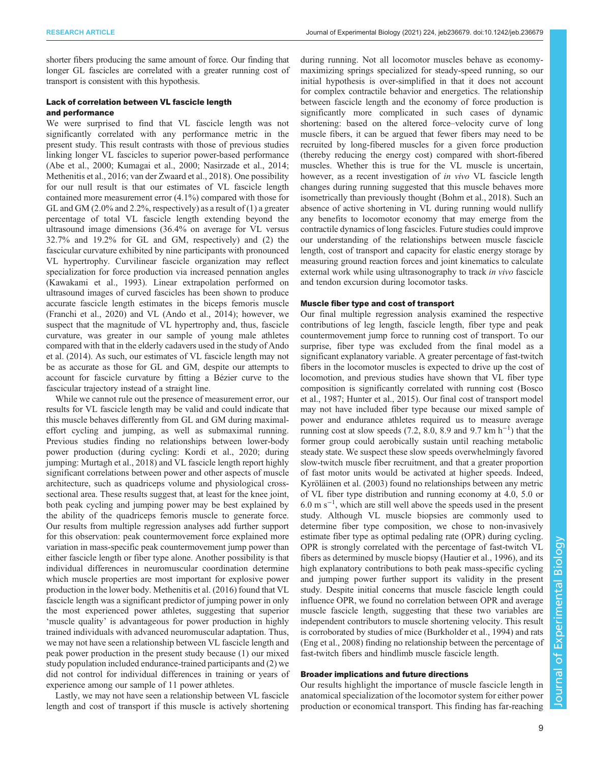shorter fibers producing the same amount of force. Our finding that longer GL fascicles are correlated with a greater running cost of transport is consistent with this hypothesis.

### Lack of correlation between VL fascicle length and performance

We were surprised to find that VL fascicle length was not significantly correlated with any performance metric in the present study. This result contrasts with those of previous studies linking longer VL fascicles to superior power-based performance (Abe et al., 2000; Kumagai et al., 2000; Nasirzade et al., 2014; Methenitis et al., 2016; van der Zwaard et al., 2018). One possibility for our null result is that our estimates of VL fascicle length contained more measurement error (4.1%) compared with those for GL and GM (2.0% and 2.2%, respectively) as a result of (1) a greater percentage of total VL fascicle length extending beyond the ultrasound image dimensions (36.4% on average for VL versus 32.7% and 19.2% for GL and GM, respectively) and (2) the fascicular curvature exhibited by nine participants with pronounced VL hypertrophy. Curvilinear fascicle organization may reflect specialization for force production via increased pennation angles (Kawakami et al., 1993). Linear extrapolation performed on ultrasound images of curved fascicles has been shown to produce accurate fascicle length estimates in the biceps femoris muscle (Franchi et al., 2020) and VL (Ando et al., 2014); however, we suspect that the magnitude of VL hypertrophy and, thus, fascicle curvature, was greater in our sample of young male athletes compared with that in the elderly cadavers used in the study of Ando et al. (2014). As such, our estimates of VL fascicle length may not be as accurate as those for GL and GM, despite our attempts to account for fascicle curvature by fitting a Bézier curve to the fascicular trajectory instead of a straight line.

While we cannot rule out the presence of measurement error, our results for VL fascicle length may be valid and could indicate that this muscle behaves differently from GL and GM during maximal-effort cycling and jumping, as well as submaximal running. Previous studies finding no relationships between lower-body power production (during cycling: Kordi et al., 2020; during jumping: Murtagh et al., 2018) and VL fascicle length report highly significant correlations between power and other aspects of muscle architecture, such as quadriceps volume and physiological cross-sectional area. These results suggest that, at least for the knee joint, both peak cycling and jumping power may be best explained by the ability of the quadriceps femoris muscle to generate force. Our results from multiple regression analyses add further support for this observation: peak countermovement force explained more variation in mass-specific peak countermovement jump power than either fascicle length or fiber type alone. Another possibility is that individual differences in neuromuscular coordination determine which muscle properties are most important for explosive power production in the lower body. Methenitis et al. (2016) found that VL fascicle length was a significant predictor of jumping power in only the most experienced power athletes, suggesting that superior 'muscle quality' is advantageous for power production in highly trained individuals with advanced neuromuscular adaptation. Thus, we may not have seen a relationship between VL fascicle length and peak power production in the present study because (1) our mixed study population included endurance-trained participants and (2) we did not control for individual differences in training or years of experience among our sample of 11 power athletes.

Lastly, we may not have seen a relationship between VL fascicle length and cost of transport if this muscle is actively shortening during running. Not all locomotor muscles behave as economy-maximizing springs specialized for steady-speed running, so our initial hypothesis is over-simplified in that it does not account for complex contractile behavior and energetics. The relationship between fascicle length and the economy of force production is significantly more complicated in such cases of dynamic shortening: based on the altered force–velocity curve of long muscle fibers, it can be argued that fewer fibers may need to be recruited by long-fibered muscles for a given force production (thereby reducing the energy cost) compared with short-fibered muscles. Whether this is true for the VL muscle is uncertain, however, as a recent investigation of *in vivo* VL fascicle length changes during running suggested that this muscle behaves more isometrically than previously thought (Bohm et al., 2018). Such an absence of active shortening in VL during running would nullify any benefits to locomotor economy that may emerge from the contractile dynamics of long fascicles. Future studies could improve our understanding of the relationships between muscle fascicle length, cost of transport and capacity for elastic energy storage by measuring ground reaction forces and joint kinematics to calculate external work while using ultrasonography to track *in vivo* fascicle and tendon excursion during locomotor tasks.

### Muscle fiber type and cost of transport

Our final multiple regression analysis examined the respective contributions of leg length, fascicle length, fiber type and peak countermovement jump force to running cost of transport. To our surprise, fiber type was excluded from the final model as a significant explanatory variable. A greater percentage of fast-twitch fibers in the locomotor muscles is expected to drive up the cost of locomotion, and previous studies have shown that VL fiber type composition is significantly correlated with running cost (Bosco et al., 1987; Hunter et al., 2015). Our final cost of transport model may not have included fiber type because our mixed sample of power and endurance athletes required us to measure average running cost at slow speeds (7.2, 8.0, 8.9 and 9.7 km $h^{-1}$) that the former group could aerobically sustain until reaching metabolic steady state. We suspect these slow speeds overwhelmingly favored slow-twitch muscle fiber recruitment, and that a greater proportion of fast motor units would be activated at higher speeds. Indeed, Kyröläinen et al. (2003) found no relationships between any metric of VL fiber type distribution and running economy at 4.0, 5.0 or 6.0 m $s^{-1}$, which are still well above the speeds used in the present study. Although VL muscle biopsies are commonly used to determine fiber type composition, we chose to non-invasively estimate fiber type as optimal pedaling rate (OPR) during cycling. OPR is strongly correlated with the percentage of fast-twitch VL fibers as determined by muscle biopsy (Hautier et al., 1996), and its high explanatory contributions to both peak mass-specific cycling and jumping power further support its validity in the present study. Despite initial concerns that muscle fascicle length could influence OPR, we found no correlation between OPR and average muscle fascicle length, suggesting that these two variables are independent contributors to muscle shortening velocity. This result is corroborated by studies of mice (Burkholder et al., 1994) and rats (Eng et al., 2008) finding no relationship between the percentage of fast-twitch fibers and hindlimb muscle fascicle length.

### Broader implications and future directions

Our results highlight the importance of muscle fascicle length in anatomical specialization of the locomotor system for either power production or economical transport. This finding has far-reaching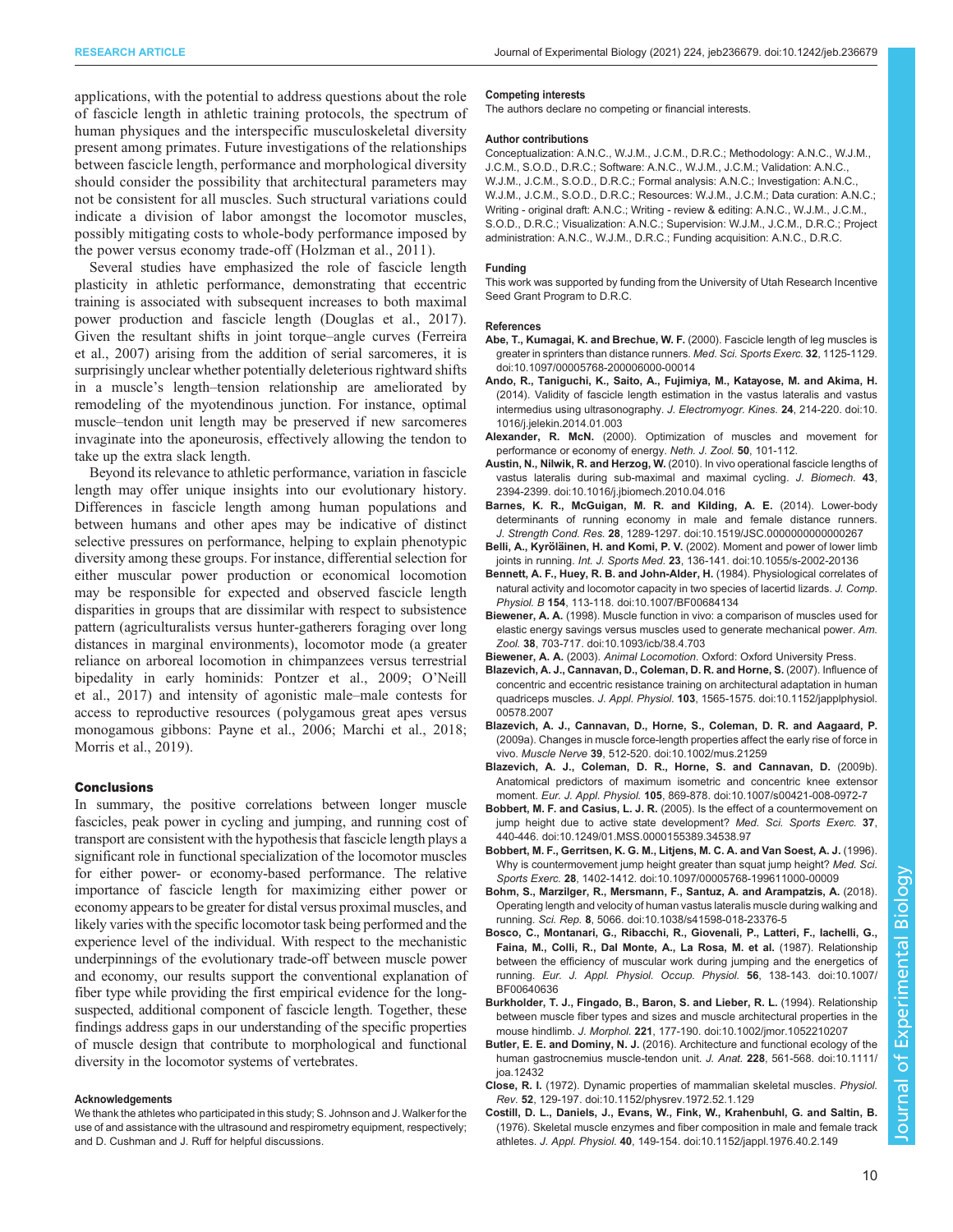applications, with the potential to address questions about the role of fascicle length in athletic training protocols, the spectrum of human physiques and the interspecific musculoskeletal diversity present among primates. Future investigations of the relationships between fascicle length, performance and morphological diversity should consider the possibility that architectural parameters may not be consistent for all muscles. Such structural variations could indicate a division of labor amongst the locomotor muscles, possibly mitigating costs to whole-body performance imposed by the power versus economy trade-off (Holzman et al., 2011).

Several studies have emphasized the role of fascicle length plasticity in athletic performance, demonstrating that eccentric training is associated with subsequent increases to both maximal power production and fascicle length (Douglas et al., 2017). Given the resultant shifts in joint torque–angle curves (Ferreira et al., 2007) arising from the addition of serial sarcomeres, it is surprisingly unclear whether potentially deleterious rightward shifts in a muscle's length–tension relationship are ameliorated by remodeling of the myotendinous junction. For instance, optimal muscle–tendon unit length may be preserved if new sarcomeres invaginate into the aponeurosis, effectively allowing the tendon to take up the extra slack length.

Beyond its relevance to athletic performance, variation in fascicle length may offer unique insights into our evolutionary history. Differences in fascicle length among human populations and between humans and other apes may be indicative of distinct selective pressures on performance, helping to explain phenotypic diversity among these groups. For instance, differential selection for either muscular power production or economical locomotion may be responsible for expected and observed fascicle length disparities in groups that are dissimilar with respect to subsistence pattern (agriculturalists versus hunter-gatherers foraging over long distances in marginal environments), locomotor mode (a greater reliance on arboreal locomotion in chimpanzees versus terrestrial bipedality in early hominids: Pontzer et al., 2009; O'Neill et al., 2017) and intensity of agonistic male–male contests for access to reproductive resources (polygamous great apes versus monogamous gibbons: Payne et al., 2006; Marchi et al., 2018; Morris et al., 2019).

## Conclusions

In summary, the positive correlations between longer muscle fascicles, peak power in cycling and jumping, and running cost of transport are consistent with the hypothesis that fascicle length plays a significant role in functional specialization of the locomotor muscles for either power- or economy-based performance. The relative importance of fascicle length for maximizing either power or economy appears to be greater for distal versus proximal muscles, and likely varies with the specific locomotor task being performed and the experience level of the individual. With respect to the mechanistic underpinnings of the evolutionary trade-off between muscle power and economy, our results support the conventional explanation of fiber type while providing the first empirical evidence for the long-suspected, additional component of fascicle length. Together, these findings address gaps in our understanding of the specific properties of muscle design that contribute to morphological and functional diversity in the locomotor systems of vertebrates.

#### Acknowledgements

We thank the athletes who participated in this study; S. Johnson and J. Walker for the use of and assistance with the ultrasound and respirometry equipment, respectively; and D. Cushman and J. Ruff for helpful discussions.

#### Competing interests

The authors declare no competing or financial interests.

#### Author contributions

Conceptualization: A.N.C., W.J.M., J.C.M., D.R.C.; Methodology: A.N.C., W.J.M., J.C.M., S.O.D., D.R.C.; Software: A.N.C., W.J.M., J.C.M.; Validation: A.N.C., W.J.M., J.C.M., S.O.D., D.R.C.; Formal analysis: A.N.C.; Investigation: A.N.C., W.J.M., J.C.M., S.O.D., D.R.C.; Resources: W.J.M., J.C.M.; Data curation: A.N.C.; Writing - original draft: A.N.C.; Writing - review & editing: A.N.C., W.J.M., J.C.M., S.O.D., D.R.C.; Visualization: A.N.C.; Supervision: W.J.M., J.C.M., D.R.C.; Project administration: A.N.C., W.J.M., D.R.C.; Funding acquisition: A.N.C., D.R.C.

#### Funding

This work was supported by funding from the University of Utah Research Incentive Seed Grant Program to D.R.C.

#### References

**Abe, T., Kumagai, K. and Brechue, W. F.** (2000). Fascicle length of leg muscles is greater in sprinters than distance runners. *Med. Sci. Sports Exerc.* **32**, 1125-1129. doi:10.1097/00005768-200006000-00014

**Ando, R., Taniguchi, K., Saito, A., Fujimiya, M., Katayose, M. and Akima, H.** (2014). Validity of fascicle length estimation in the vastus lateralis and vastus intermedius using ultrasonography. *J. Electromyogr. Kines.* **24**, 214-220. doi:10.1016/j.jelekin.2014.01.003

**Alexander, R. McN.** (2000). Optimization of muscles and movement for performance or economy of energy. *Neth. J. Zool.* **50**, 101-112.

**Austin, N., Nilwik, R. and Herzog, W.** (2010). In vivo operational fascicle lengths of vastus lateralis during sub-maximal and maximal cycling. *J. Biomech.* **43**, 2394-2399. doi:10.1016/j.jbiomech.2010.04.016

**Barnes, K. R., McGuigan, M. R. and Kilding, A. E.** (2014). Lower-body determinants of running economy in male and female distance runners. *J. Strength Cond. Res.* **28**, 1289-1297. doi:10.1519/JSC.0000000000000267

**Belli, A., Kyröläinen, H. and Komi, P. V.** (2002). Moment and power of lower limb joints in running. *Int. J. Sports Med.* **23**, 136-141. doi:10.1055/s-2002-20136

**Bennett, A. F., Huey, R. B. and John-Alder, H.** (1984). Physiological correlates of natural activity and locomotor capacity in two species of lacertid lizards. *J. Comp. Physiol. B* **154**, 113-118. doi:10.1007/BF00684134

**Biewener, A. A.** (1998). Muscle function in vivo: a comparison of muscles used for elastic energy savings versus muscles used to generate mechanical power. *Am. Zool.* **38**, 703-717. doi:10.1093/icb/38.4.703

**Biewener, A. A.** (2003). *Animal Locomotion*. Oxford: Oxford University Press.

**Blazevich, A. J., Cannavan, D., Coleman, D. R. and Horne, S.** (2007). Influence of concentric and eccentric resistance training on architectural adaptation in human quadriceps muscles. *J. Appl. Physiol.* **103**, 1565-1575. doi:10.1152/japplphysiol.00578.2007

**Blazevich, A. J., Cannavan, D., Horne, S., Coleman, D. R. and Aagaard, P.** (2009a). Changes in muscle force-length properties affect the early rise of force in vivo. *Muscle Nerve* **39**, 512-520. doi:10.1002/mus.21259

**Blazevich, A. J., Coleman, D. R., Horne, S. and Cannavan, D.** (2009b). Anatomical predictors of maximum isometric and concentric knee extensor moment. *Eur. J. Appl. Physiol.* **105**, 869-878. doi:10.1007/s00421-008-0972-7

**Bobbert, M. F. and Casius, L. J. R.** (2005). Is the effect of a countermovement on jump height due to active state development? *Med. Sci. Sports Exerc.* **37**, 440-446. doi:10.1249/01.MSS.0000155389.34538.97

**Bobbert, M. F., Gerritsen, K. G. M., Litjens, M. C. A. and Van Soest, A. J.** (1996). Why is countermovement jump height greater than squat jump height? *Med. Sci. Sports Exerc.* **28**, 1402-1412. doi:10.1097/00005768-199611000-00009

**Bohm, S., Marzilger, R., Mersmann, F., Santuz, A. and Arampatzis, A.** (2018). Operating length and velocity of human vastus lateralis muscle during walking and running. *Sci. Rep.* **8**, 5066. doi:10.1038/s41598-018-23376-5

**Bosco, C., Montanari, G., Ribacchi, R., Giovenali, P., Latteri, F., Iachelli, G., Faina, M., Colli, R., Dal Monte, A., La Rosa, M. et al.** (1987). Relationship between the efficiency of muscular work during jumping and the energetics of running. *Eur. J. Appl. Physiol. Occup. Physiol.* **56**, 138-143. doi:10.1007/BF00640636

**Burkholder, T. J., Fingado, B., Baron, S. and Lieber, R. L.** (1994). Relationship between muscle fiber types and sizes and muscle architectural properties in the mouse hindlimb. *J. Morphol.* **221**, 177-190. doi:10.1002/jmor.1052210207

**Butler, E. E. and Dominy, N. J.** (2016). Architecture and functional ecology of the human gastrocnemius muscle-tendon unit. *J. Anat.* **228**, 561-568. doi:10.1111/joa.12432

**Close, R. I.** (1972). Dynamic properties of mammalian skeletal muscles. *Physiol. Rev.* **52**, 129-197. doi:10.1152/physrev.1972.52.1.129

**Costill, D. L., Daniels, J., Evans, W., Fink, W., Krahenbuhl, G. and Saltin, B.** (1976). Skeletal muscle enzymes and fiber composition in male and female track athletes. *J. Appl. Physiol.* **40**, 149-154. doi:10.1152/jappl.1976.40.2.149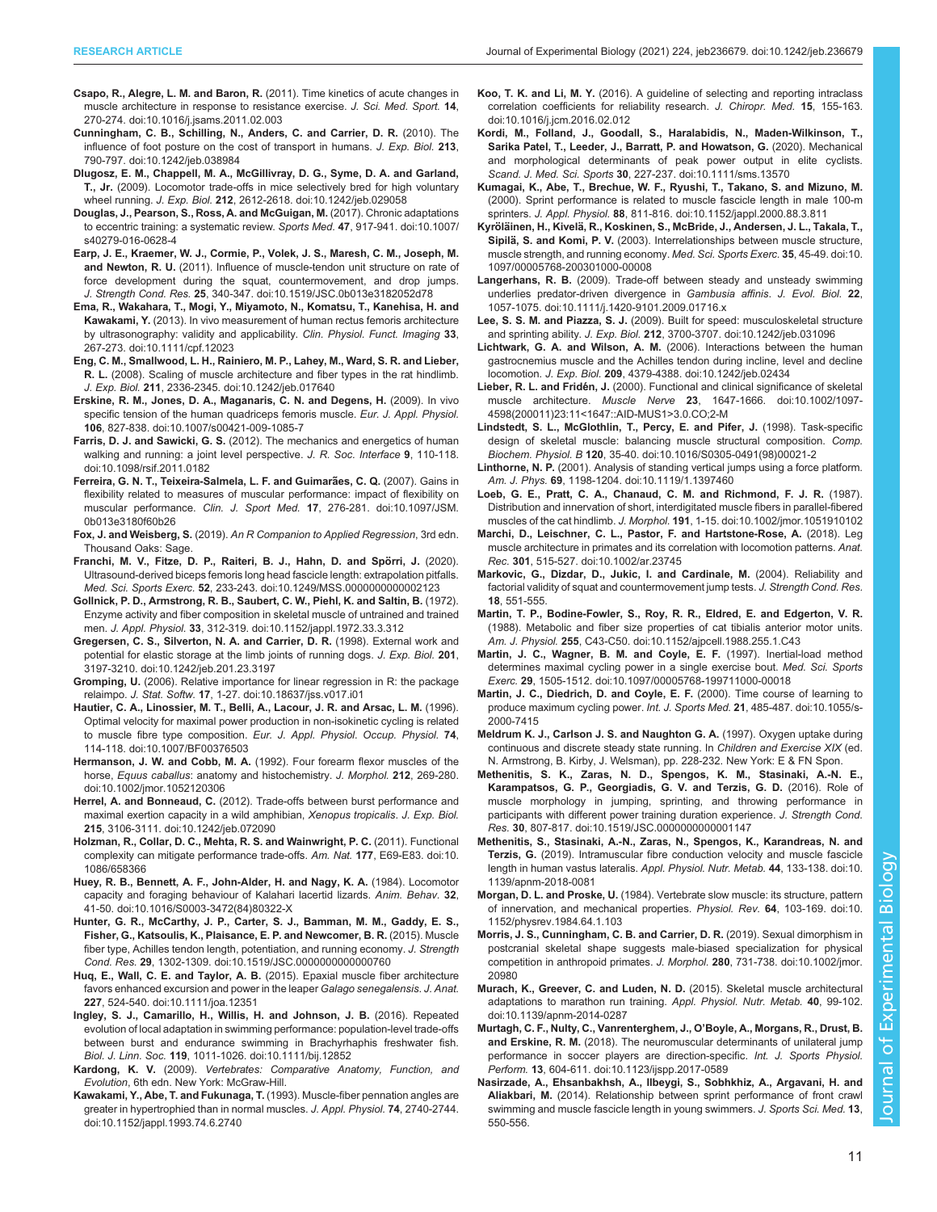**Csapo, R., Alegre, L. M. and Baron, R.** (2011). Time kinetics of acute changes in muscle architecture in response to resistance exercise. *J. Sci. Med. Sport.* **14**, 270-274. doi:10.1016/j.jsams.2011.02.003

**Cunningham, C. B., Schilling, N., Anders, C. and Carrier, D. R.** (2010). The influence of foot posture on the cost of transport in humans. *J. Exp. Biol.* **213**, 790-797. doi:10.1242/jeb.038984

**Dlugosz, E. M., Chappell, M. A., McGillivray, D. G., Syme, D. A. and Garland, T., Jr.** (2009). Locomotor trade-offs in mice selectively bred for high voluntary wheel running. *J. Exp. Biol.* **212**, 2612-2618. doi:10.1242/jeb.029058

**Douglas, J., Pearson, S., Ross, A. and McGuigan, M.** (2017). Chronic adaptations to eccentric training: a systematic review. *Sports Med.* **47**, 917-941. doi:10.1007/s40279-016-0628-4

**Earp, J. E., Kraemer, W. J., Cormie, P., Volek, J. S., Maresh, C. M., Joseph, M. and Newton, R. U.** (2011). Influence of muscle-tendon unit structure on rate of force development during the squat, countermovement, and drop jumps. *J. Strength Cond. Res.* **25**, 340-347. doi:10.1519/JSC.0b013e3182052d78

**Ema, R., Wakahara, T., Mogi, Y., Miyamoto, N., Komatsu, T., Kanehisa, H. and Kawakami, Y.** (2013). In vivo measurement of human rectus femoris architecture by ultrasonography: validity and applicability. *Clin. Physiol. Funct. Imaging* **33**, 267-273. doi:10.1111/cpf.12023

**Eng, C. M., Smallwood, L. H., Rainiero, M. P., Lahey, M., Ward, S. R. and Lieber, R. L.** (2008). Scaling of muscle architecture and fiber types in the rat hindlimb. *J. Exp. Biol.* **211**, 2336-2345. doi:10.1242/jeb.017640

**Erskine, R. M., Jones, D. A., Maganaris, C. N. and Degens, H.** (2009). In vivo specific tension of the human quadriceps femoris muscle. *Eur. J. Appl. Physiol.* **106**, 827-838. doi:10.1007/s00421-009-1085-7

**Farris, D. J. and Sawicki, G. S.** (2012). The mechanics and energetics of human walking and running: a joint level perspective. *J. R. Soc. Interface* **9**, 110-118. doi:10.1098/rsif.2011.0182

**Ferreira, G. N. T., Teixeira-Salmela, L. F. and Guimarães, C. Q.** (2007). Gains in flexibility related to measures of muscular performance: impact of flexibility on muscular performance. *Clin. J. Sport Med.* **17**, 276-281. doi:10.1097/JSM.0b013e3180f60b26

**Fox, J. and Weisberg, S.** (2019). *An R Companion to Applied Regression*, 3rd edn. Thousand Oaks: Sage.

**Franchi, M. V., Fitze, D. P., Raiteri, B. J., Hahn, D. and Spörri, J.** (2020). Ultrasound-derived biceps femoris long head fascicle length: extrapolation pitfalls. *Med. Sci. Sports Exerc.* **52**, 233-243. doi:10.1249/MSS.0000000000002123

**Gollnick, P. D., Armstrong, R. B., Saubert, C. W., Piehl, K. and Saltin, B.** (1972). Enzyme activity and fiber composition in skeletal muscle of untrained and trained men. *J. Appl. Physiol.* **33**, 312-319. doi:10.1152/jappl.1972.33.3.312

**Gregersen, C. S., Silverton, N. A. and Carrier, D. R.** (1998). External work and potential for elastic storage at the limb joints of running dogs. *J. Exp. Biol.* **201**, 3197-3210. doi:10.1242/jeb.201.23.3197

**Gromping, U.** (2006). Relative importance for linear regression in R: the package relaimpo. *J. Stat. Softw.* **17**, 1-27. doi:10.18637/jss.v017.i01

**Hautier, C. A., Linossier, M. T., Belli, A., Lacour, J. R. and Arsac, L. M.** (1996). Optimal velocity for maximal power production in non-isokinetic cycling is related to muscle fibre type composition. *Eur. J. Appl. Physiol. Occup. Physiol.* **74**, 114-118. doi:10.1007/BF00376503

**Hermanson, J. W. and Cobb, M. A.** (1992). Four forearm flexor muscles of the horse, *Equus caballus*: anatomy and histochemistry. *J. Morphol.* **212**, 269-280. doi:10.1002/jmor.1052120306

**Herrel, A. and Bonneaud, C.** (2012). Trade-offs between burst performance and maximal exertion capacity in a wild amphibian, *Xenopus tropicalis*. *J. Exp. Biol.* **215**, 3106-3111. doi:10.1242/jeb.072090

**Holzman, R., Collar, D. C., Mehta, R. S. and Wainwright, P. C.** (2011). Functional complexity can mitigate performance trade-offs. *Am. Nat.* **177**, E69-E83. doi:10.1086/658366

**Huey, R. B., Bennett, A. F., John-Alder, H. and Nagy, K. A.** (1984). Locomotor capacity and foraging behaviour of Kalahari lacertid lizards. *Anim. Behav.* **32**, 41-50. doi:10.1016/S0003-3472(84)80322-X

**Hunter, G. R., McCarthy, J. P., Carter, S. J., Bamman, M. M., Gaddy, E. S., Fisher, G., Katsoulis, K., Plaisance, E. P. and Newcomer, B. R.** (2015). Muscle fiber type, Achilles tendon length, potentiation, and running economy. *J. Strength Cond. Res.* **29**, 1302-1309. doi:10.1519/JSC.0000000000000760

**Huq, E., Wall, C. E. and Taylor, A. B.** (2015). Epaxial muscle fiber architecture favors enhanced excursion and power in the leaper *Galago senegalensis*. *J. Anat.* **227**, 524-540. doi:10.1111/joa.12351

**Ingley, S. J., Camarillo, H., Willis, H. and Johnson, J. B.** (2016). Repeated evolution of local adaptation in swimming performance: population-level trade-offs between burst and endurance swimming in Brachyrhaphis freshwater fish. *Biol. J. Linn. Soc.* **119**, 1011-1026. doi:10.1111/bij.12852

**Kardong, K. V.** (2009). *Vertebrates: Comparative Anatomy, Function, and Evolution*, 6th edn. New York: McGraw-Hill.

**Kawakami, Y., Abe, T. and Fukunaga, T.** (1993). Muscle-fiber pennation angles are greater in hypertrophied than in normal muscles. *J. Appl. Physiol.* **74**, 2740-2744. doi:10.1152/jappl.1993.74.6.2740

**Koo, T. K. and Li, M. Y.** (2016). A guideline of selecting and reporting intraclass correlation coefficients for reliability research. *J. Chiropr. Med.* **15**, 155-163. doi:10.1016/j.jcm.2016.02.012

**Kordi, M., Folland, J., Goodall, S., Haralabidis, N., Maden-Wilkinson, T., Sarika Patel, T., Leeder, J., Barratt, P. and Howatson, G.** (2020). Mechanical and morphological determinants of peak power output in elite cyclists. *Scand. J. Med. Sci. Sports* **30**, 227-237. doi:10.1111/sms.13570

**Kumagai, K., Abe, T., Brechue, W. F., Ryushi, T., Takano, S. and Mizuno, M.** (2000). Sprint performance is related to muscle fascicle length in male 100-m sprinters. *J. Appl. Physiol.* **88**, 811-816. doi:10.1152/jappl.2000.88.3.811

**Kyröläinen, H., Kivelä, R., Koskinen, S., McBride, J., Andersen, J. L., Takala, T., Sipilä, S. and Komi, P. V.** (2003). Interrelationships between muscle structure, muscle strength, and running economy. *Med. Sci. Sports Exerc.* **35**, 45-49. doi:10.1097/00005768-200301000-00008

**Langerhans, R. B.** (2009). Trade-off between steady and unsteady swimming underlies predator-driven divergence in *Gambusia affinis*. *J. Evol. Biol.* **22**, 1057-1075. doi:10.1111/j.1420-9101.2009.01716.x

**Lee, S. S. M. and Piazza, S. J.** (2009). Built for speed: musculoskeletal structure and sprinting ability. *J. Exp. Biol.* **212**, 3700-3707. doi:10.1242/jeb.031096

**Lichtwark, G. A. and Wilson, A. M.** (2006). Interactions between the human gastrocnemius muscle and the Achilles tendon during incline, level and decline locomotion. *J. Exp. Biol.* **209**, 4379-4388. doi:10.1242/jeb.02434

**Lieber, R. L. and Fridén, J.** (2000). Functional and clinical significance of skeletal muscle architecture. *Muscle Nerve* **23**, 1647-1666. doi:10.1002/1097-4598(200011)23:11<1647::AID-MUS1>3.0.CO;2-M

**Lindstedt, S. L., McGlothlin, T., Percy, E. and Pifer, J.** (1998). Task-specific design of skeletal muscle: balancing muscle structural composition. *Comp. Biochem. Physiol. B* **120**, 35-40. doi:10.1016/S0305-0491(98)00021-2

**Linthorne, N. P.** (2001). Analysis of standing vertical jumps using a force platform. *Am. J. Phys.* **69**, 1198-1204. doi:10.1119/1.1397460

**Loeb, G. E., Pratt, C. A., Chanaud, C. M. and Richmond, F. J. R.** (1987). Distribution and innervation of short, interdigitated muscle fibers in parallel-fibered muscles of the cat hindlimb. *J. Morphol.* **191**, 1-15. doi:10.1002/jmor.1051910102

**Marchi, D., Leischner, C. L., Pastor, F. and Hartstone-Rose, A.** (2018). Leg muscle architecture in primates and its correlation with locomotion patterns. *Anat. Rec.* **301**, 515-527. doi:10.1002/ar.23745

**Markovic, G., Dizdar, D., Jukic, I. and Cardinale, M.** (2004). Reliability and factorial validity of squat and countermovement jump tests. *J. Strength Cond. Res.* **18**, 551-555.

**Martin, T. P., Bodine-Fowler, S., Roy, R. R., Eldred, E. and Edgerton, V. R.** (1988). Metabolic and fiber size properties of cat tibialis anterior motor units. *Am. J. Physiol.* **255**, C43-C50. doi:10.1152/ajpcell.1988.255.1.C43

**Martin, J. C., Wagner, B. M. and Coyle, E. F.** (1997). Inertial-load method determines maximal cycling power in a single exercise bout. *Med. Sci. Sports Exerc.* **29**, 1505-1512. doi:10.1097/00005768-199711000-00018

**Martin, J. C., Diedrich, D. and Coyle, E. F.** (2000). Time course of learning to produce maximum cycling power. *Int. J. Sports Med.* **21**, 485-487. doi:10.1055/s-2000-7415

**Meldrum K. J., Carlson J. S. and Naughton G. A.** (1997). Oxygen uptake during continuous and discrete steady state running. In *Children and Exercise XIX* (ed. N. Armstrong, B. Kirby, J. Welsman), pp. 228-232. New York: E & FN Spon.

**Methenitis, S. K., Zaras, N. D., Spengos, K. M., Stasinaki, A.-N. E., Karampatsos, G. P., Georgiadis, G. V. and Terzis, G. D.** (2016). Role of muscle morphology in jumping, sprinting, and throwing performance in participants with different power training duration experience. *J. Strength Cond. Res.* **30**, 807-817. doi:10.1519/JSC.0000000000001147

**Methenitis, S., Stasinaki, A.-N., Zaras, N., Spengos, K., Karandreas, N. and Terzis, G.** (2019). Intramuscular fibre conduction velocity and muscle fascicle length in human vastus lateralis. *Appl. Physiol. Nutr. Metab.* **44**, 133-138. doi:10.1139/apnm-2018-0081

**Morgan, D. L. and Proske, U.** (1984). Vertebrate slow muscle: its structure, pattern of innervation, and mechanical properties. *Physiol. Rev.* **64**, 103-169. doi:10.1152/physrev.1984.64.1.103

**Morris, J. S., Cunningham, C. B. and Carrier, D. R.** (2019). Sexual dimorphism in postcranial skeletal shape suggests male-biased specialization for physical competition in anthropoid primates. *J. Morphol.* **280**, 731-738. doi:10.1002/jmor.20980

**Murach, K., Greever, C. and Luden, N. D.** (2015). Skeletal muscle architectural adaptations to marathon run training. *Appl. Physiol. Nutr. Metab.* **40**, 99-102. doi:10.1139/apnm-2014-0287

**Murtagh, C. F., Nulty, C., Vanrenterghem, J., O'Boyle, A., Morgans, R., Drust, B. and Erskine, R. M.** (2018). The neuromuscular determinants of unilateral jump performance in soccer players are direction-specific. *Int. J. Sports Physiol. Perform.* **13**, 604-611. doi:10.1123/ijspp.2017-0589

**Nasirzade, A., Ehsanbakhsh, A., Ilbeygi, S., Sobhkhiz, A., Argavani, H. and Aliakbari, M.** (2014). Relationship between sprint performance of front crawl swimming and muscle fascicle length in young swimmers. *J. Sports Sci. Med.* **13**, 550-556.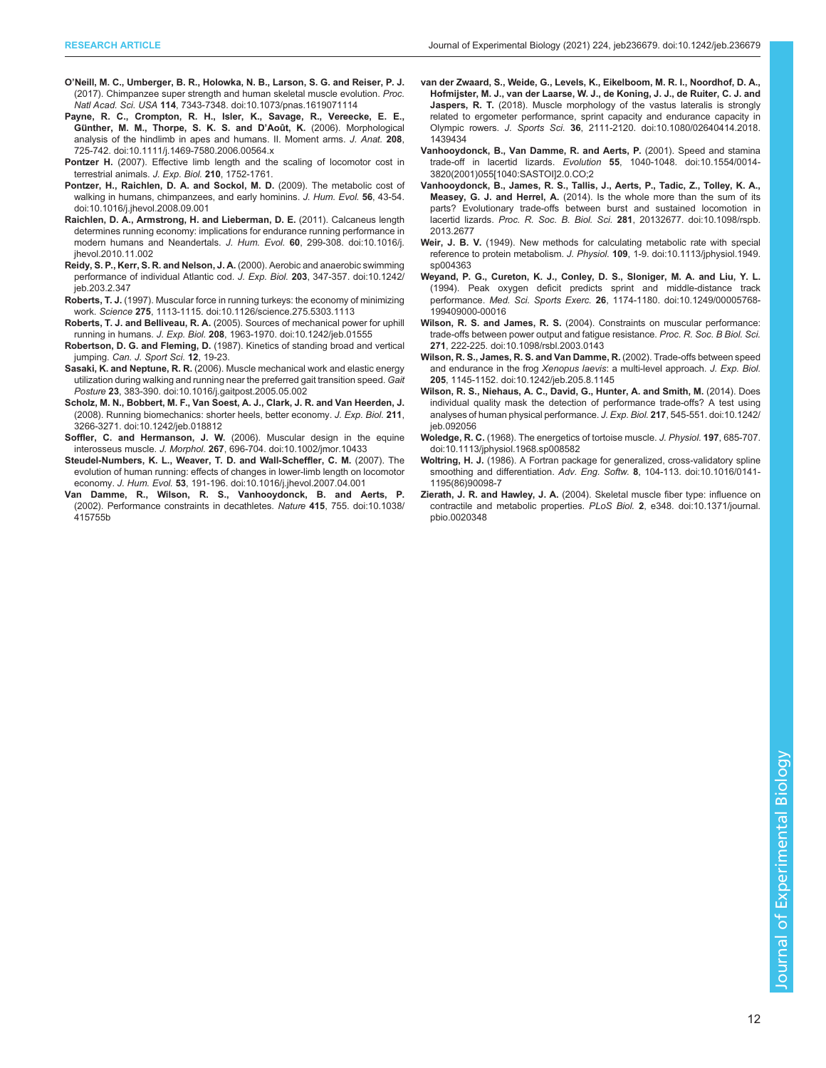**O'Neill, M. C., Umberger, B. R., Holowka, N. B., Larson, S. G. and Reiser, P. J.** (2017). Chimpanzee super strength and human skeletal muscle evolution. *Proc. Natl Acad. Sci. USA* **114**, 7343-7348. doi:10.1073/pnas.1619071114

**Payne, R. C., Crompton, R. H., Isler, K., Savage, R., Vereecke, E. E., Günther, M. M., Thorpe, S. K. S. and D'Août, K.** (2006). Morphological analysis of the hindlimb in apes and humans. II. Moment arms. *J. Anat.* **208**, 725-742. doi:10.1111/j.1469-7580.2006.00564.x

**Pontzer H.** (2007). Effective limb length and the scaling of locomotor cost in terrestrial animals. *J. Exp. Biol.* **210**, 1752-1761.

**Pontzer, H., Raichlen, D. A. and Sockol, M. D.** (2009). The metabolic cost of walking in humans, chimpanzees, and early hominins. *J. Hum. Evol.* **56**, 43-54. doi:10.1016/j.jhevol.2008.09.001

**Raichlen, D. A., Armstrong, H. and Lieberman, D. E.** (2011). Calcaneus length determines running economy: implications for endurance running performance in modern humans and Neandertals. *J. Hum. Evol.* **60**, 299-308. doi:10.1016/j.jhevol.2010.11.002

**Reidy, S. P., Kerr, S. R. and Nelson, J. A.** (2000). Aerobic and anaerobic swimming performance of individual Atlantic cod. *J. Exp. Biol.* **203**, 347-357. doi:10.1242/jeb.203.2.347

**Roberts, T. J.** (1997). Muscular force in running turkeys: the economy of minimizing work. *Science* **275**, 1113-1115. doi:10.1126/science.275.5303.1113

**Roberts, T. J. and Belliveau, R. A.** (2005). Sources of mechanical power for uphill running in humans. *J. Exp. Biol.* **208**, 1963-1970. doi:10.1242/jeb.01555

**Robertson, D. G. and Fleming, D.** (1987). Kinetics of standing broad and vertical jumping. *Can. J. Sport Sci.* **12**, 19-23.

**Sasaki, K. and Neptune, R. R.** (2006). Muscle mechanical work and elastic energy utilization during walking and running near the preferred gait transition speed. *Gait Posture* **23**, 383-390. doi:10.1016/j.gaitpost.2005.05.002

**Scholz, M. N., Bobbert, M. F., Van Soest, A. J., Clark, J. R. and Van Heerden, J.** (2008). Running biomechanics: shorter heels, better economy. *J. Exp. Biol.* **211**, 3266-3271. doi:10.1242/jeb.018812

**Soffler, C. and Hermanson, J. W.** (2006). Muscular design in the equine interosseus muscle. *J. Morphol.* **267**, 696-704. doi:10.1002/jmor.10433

**Steudel-Numbers, K. L., Weaver, T. D. and Wall-Scheffler, C. M.** (2007). The evolution of human running: effects of changes in lower-limb length on locomotor economy. *J. Hum. Evol.* **53**, 191-196. doi:10.1016/j.jhevol.2007.04.001

**Van Damme, R., Wilson, R. S., Vanhooydonck, B. and Aerts, P.** (2002). Performance constraints in decathletes. *Nature* **415**, 755. doi:10.1038/415755b

**van der Zwaard, S., Weide, G., Levels, K., Eikelboom, M. R. I., Noordhof, D. A., Hofmijster, M. J., van der Laarse, W. J., de Koning, J. J., de Ruiter, C. J. and Jaspers, R. T.** (2018). Muscle morphology of the vastus lateralis is strongly related to ergometer performance, sprint capacity and endurance capacity in Olympic rowers. *J. Sports Sci.* **36**, 2111-2120. doi:10.1080/02640414.2018.1439434

**Vanhooydonck, B., Van Damme, R. and Aerts, P.** (2001). Speed and stamina trade-off in lacertid lizards. *Evolution* **55**, 1040-1048. doi:10.1554/0014-3820(2001)055[1040:SASTOI]2.0.CO;2

**Vanhooydonck, B., James, R. S., Tallis, J., Aerts, P., Tadic, Z., Tolley, K. A., Measey, G. J. and Herrel, A.** (2014). Is the whole more than the sum of its parts? Evolutionary trade-offs between burst and sustained locomotion in lacertid lizards. *Proc. R. Soc. B. Biol. Sci.* **281**, 20132677. doi:10.1098/rspb.2013.2677

**Weir, J. B. V.** (1949). New methods for calculating metabolic rate with special reference to protein metabolism. *J. Physiol.* **109**, 1-9. doi:10.1113/jphysiol.1949.sp004363

**Weyand, P. G., Cureton, K. J., Conley, D. S., Sloniger, M. A. and Liu, Y. L.** (1994). Peak oxygen deficit predicts sprint and middle-distance track performance. *Med. Sci. Sports Exerc.* **26**, 1174-1180. doi:10.1249/00005768-199409000-00016

**Wilson, R. S. and James, R. S.** (2004). Constraints on muscular performance: trade-offs between power output and fatigue resistance. *Proc. R. Soc. B Biol. Sci.* **271**, 222-225. doi:10.1098/rsbl.2003.0143

**Wilson, R. S., James, R. S. and Van Damme, R.** (2002). Trade-offs between speed and endurance in the frog *Xenopus laevis*: a multi-level approach. *J. Exp. Biol.* **205**, 1145-1152. doi:10.1242/jeb.205.8.1145

**Wilson, R. S., Niehaus, A. C., David, G., Hunter, A. and Smith, M.** (2014). Does individual quality mask the detection of performance trade-offs? A test using analyses of human physical performance. *J. Exp. Biol.* **217**, 545-551. doi:10.1242/jeb.092056

**Woledge, R. C.** (1968). The energetics of tortoise muscle. *J. Physiol.* **197**, 685-707. doi:10.1113/jphysiol.1968.sp008582

**Woltring, H. J.** (1986). A Fortran package for generalized, cross-validatory spline smoothing and differentiation. *Adv. Eng. Softw.* **8**, 104-113. doi:10.1016/0141-1195(86)90098-7

**Zierath, J. R. and Hawley, J. A.** (2004). Skeletal muscle fiber type: influence on contractile and metabolic properties. *PLoS Biol.* **2**, e348. doi:10.1371/journal.pbio.0020348